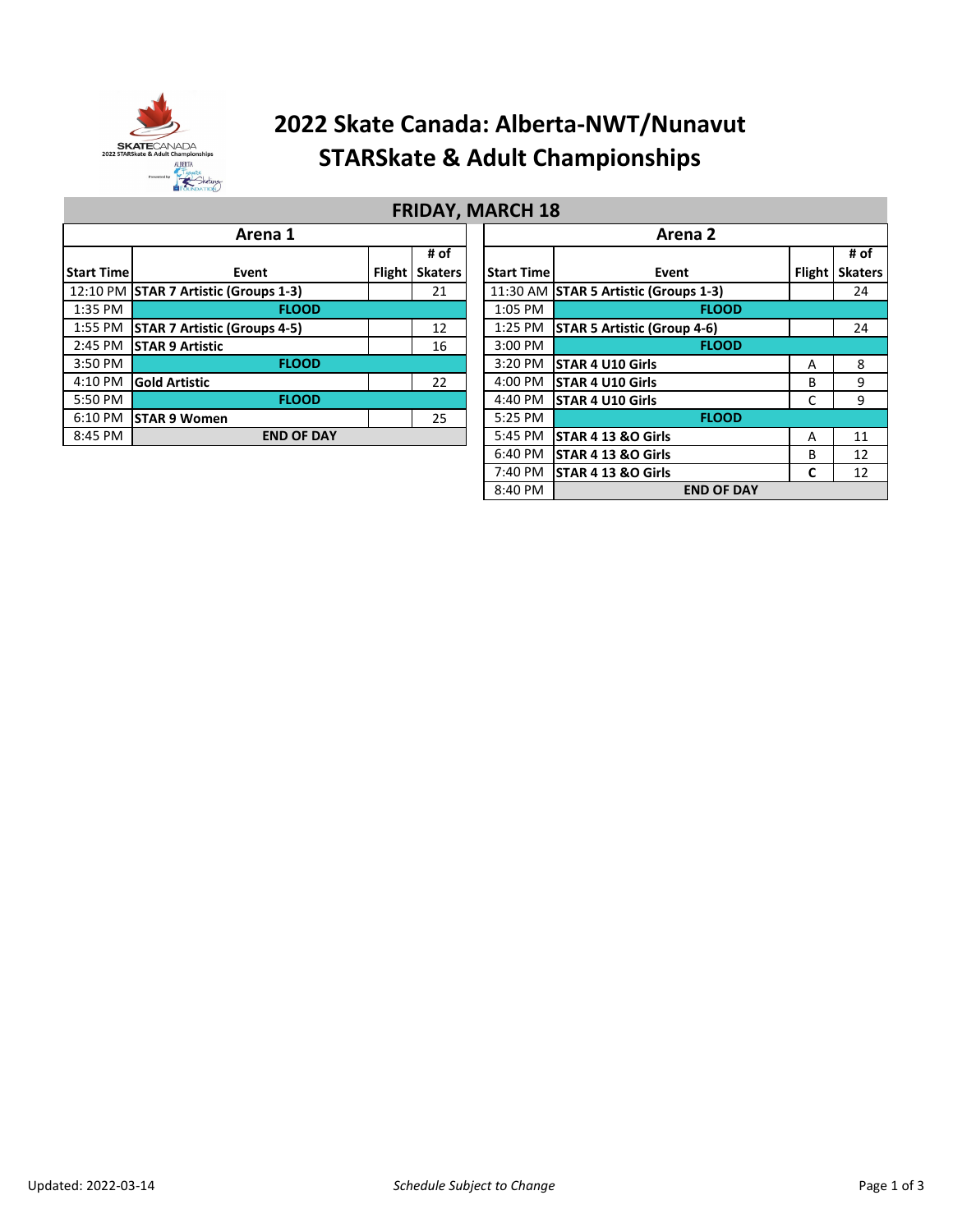# 2022 Skate Canada: Alberta-NWT/Nunavut STARSkate & Adult Championships

## FRIDAY, MARCH 18

### Arena 1

| Start Time | Event | Flight | # of Skaters |
|---|---|---|---|
| 12:10 PM | **STAR 7 Artistic (Groups 1-3)** | | 21 |
| 1:35 PM | **FLOOD** | | |
| 1:55 PM | **STAR 7 Artistic (Groups 4-5)** | | 12 |
| 2:45 PM | **STAR 9 Artistic** | | 16 |
| 3:50 PM | **FLOOD** | | |
| 4:10 PM | **Gold Artistic** | | 22 |
| 5:50 PM | **FLOOD** | | |
| 6:10 PM | **STAR 9 Women** | | 25 |
| 8:45 PM | **END OF DAY** | | |

### Arena 2

| Start Time | Event | Flight | # of Skaters |
|---|---|---|---|
| 11:30 AM | **STAR 5 Artistic (Groups 1-3)** | | 24 |
| 1:05 PM | **FLOOD** | | |
| 1:25 PM | **STAR 5 Artistic (Group 4-6)** | | 24 |
| 3:00 PM | **FLOOD** | | |
| 3:20 PM | **STAR 4 U10 Girls** | A | 8 |
| 4:00 PM | **STAR 4 U10 Girls** | B | 9 |
| 4:40 PM | **STAR 4 U10 Girls** | C | 9 |
| 5:25 PM | **FLOOD** | | |
| 5:45 PM | **STAR 4 13 &O Girls** | A | 11 |
| 6:40 PM | **STAR 4 13 &O Girls** | B | 12 |
| 7:40 PM | **STAR 4 13 &O Girls** | **C** | 12 |
| 8:40 PM | **END OF DAY** | | |

Updated: 2022-03-14

*Schedule Subject to Change*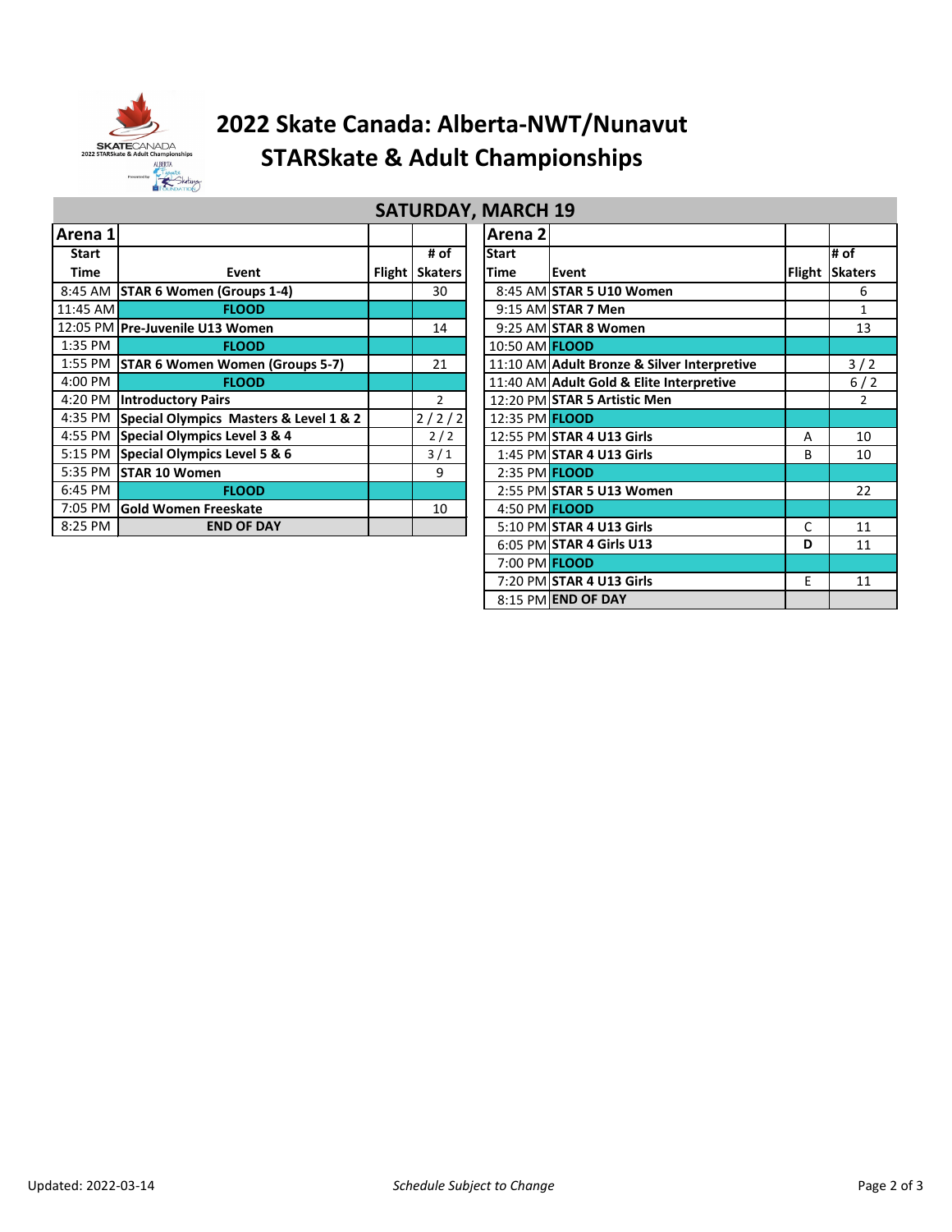# 2022 Skate Canada: Alberta-NWT/Nunavut STARSkate & Adult Championships

## SATURDAY, MARCH 19

### Arena 1

| Start Time | Event | Flight | # of Skaters |
|---|---|---|---|
| 8:45 AM | **STAR 6 Women (Groups 1-4)** | | 30 |
| 11:45 AM | **FLOOD** | | |
| 12:05 PM | **Pre-Juvenile U13 Women** | | 14 |
| 1:35 PM | **FLOOD** | | |
| 1:55 PM | **STAR 6 Women Women (Groups 5-7)** | | 21 |
| 4:00 PM | **FLOOD** | | |
| 4:20 PM | **Introductory Pairs** | | 2 |
| 4:35 PM | **Special Olympics Masters & Level 1 & 2** | | 2 / 2 / 2 |
| 4:55 PM | **Special Olympics Level 3 & 4** | | 2 / 2 |
| 5:15 PM | **Special Olympics Level 5 & 6** | | 3 / 1 |
| 5:35 PM | **STAR 10 Women** | | 9 |
| 6:45 PM | **FLOOD** | | |
| 7:05 PM | **Gold Women Freeskate** | | 10 |
| 8:25 PM | **END OF DAY** | | |

### Arena 2

| Start Time | Event | Flight | # of Skaters |
|---|---|---|---|
| 8:45 AM | **STAR 5 U10 Women** | | 6 |
| 9:15 AM | **STAR 7 Men** | | 1 |
| 9:25 AM | **STAR 8 Women** | | 13 |
| 10:50 AM | **FLOOD** | | |
| 11:10 AM | **Adult Bronze & Silver Interpretive** | | 3 / 2 |
| 11:40 AM | **Adult Gold & Elite Interpretive** | | 6 / 2 |
| 12:20 PM | **STAR 5 Artistic Men** | | 2 |
| 12:35 PM | **FLOOD** | | |
| 12:55 PM | **STAR 4 U13 Girls** | A | 10 |
| 1:45 PM | **STAR 4 U13 Girls** | B | 10 |
| 2:35 PM | **FLOOD** | | |
| 2:55 PM | **STAR 5 U13 Women** | | 22 |
| 4:50 PM | **FLOOD** | | |
| 5:10 PM | **STAR 4 U13 Girls** | C | 11 |
| 6:05 PM | **STAR 4 Girls U13** | **D** | 11 |
| 7:00 PM | **FLOOD** | | |
| 7:20 PM | **STAR 4 U13 Girls** | E | 11 |
| 8:15 PM | **END OF DAY** | | |

Updated: 2022-03-14

*Schedule Subject to Change*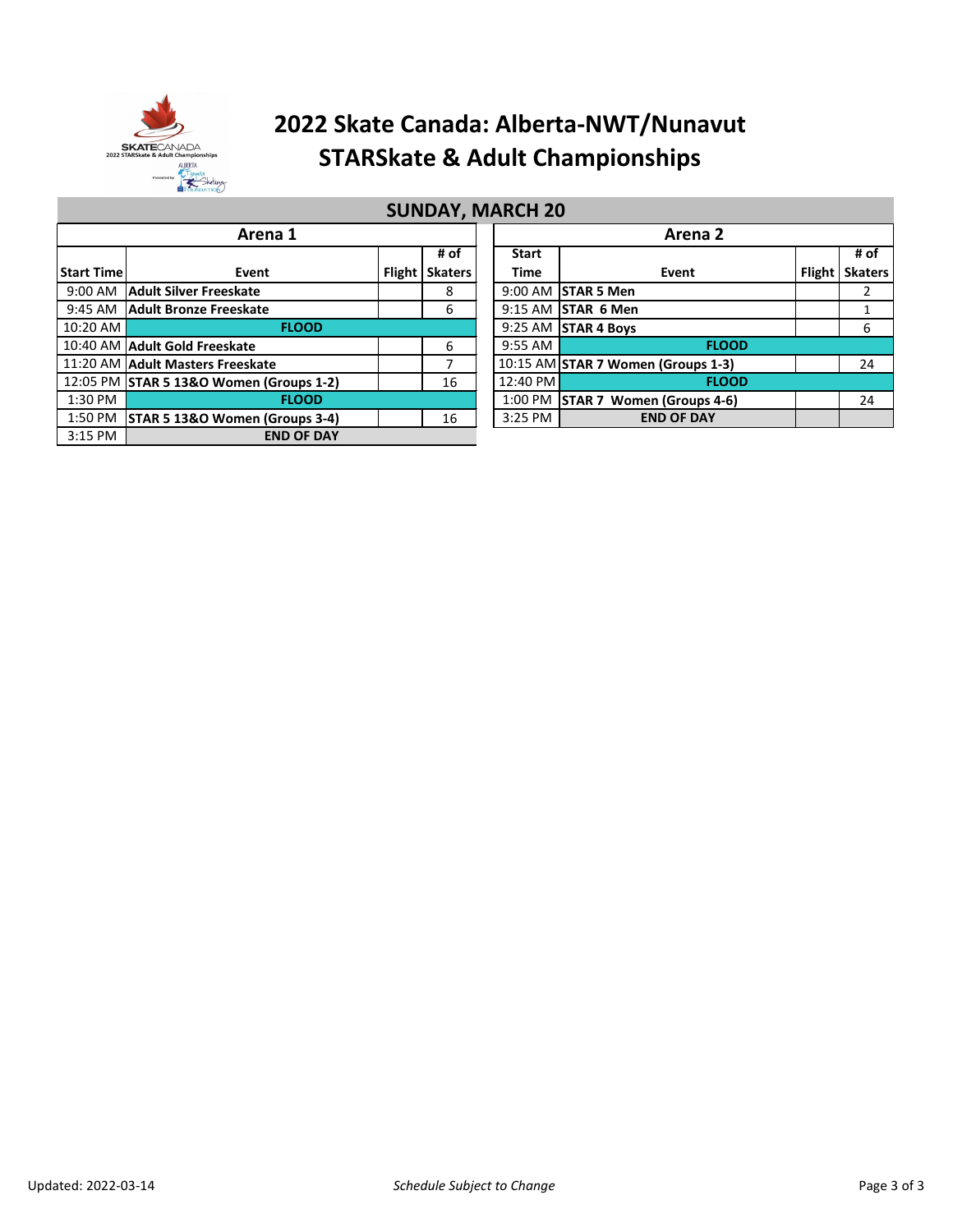# 2022 Skate Canada: Alberta-NWT/Nunavut STARSkate & Adult Championships

## SUNDAY, MARCH 20

### Arena 1

| Start Time | Event | Flight | # of Skaters |
|---|---|---|---|
| 9:00 AM | **Adult Silver Freeskate** | | 8 |
| 9:45 AM | **Adult Bronze Freeskate** | | 6 |
| 10:20 AM | **FLOOD** | | |
| 10:40 AM | **Adult Gold Freeskate** | | 6 |
| 11:20 AM | **Adult Masters Freeskate** | | 7 |
| 12:05 PM | **STAR 5 13&O Women (Groups 1-2)** | | 16 |
| 1:30 PM | **FLOOD** | | |
| 1:50 PM | **STAR 5 13&O Women (Groups 3-4)** | | 16 |
| 3:15 PM | **END OF DAY** | | |

### Arena 2

| Start Time | Event | Flight | # of Skaters |
|---|---|---|---|
| 9:00 AM | **STAR 5 Men** | | 2 |
| 9:15 AM | **STAR 6 Men** | | 1 |
| 9:25 AM | **STAR 4 Boys** | | 6 |
| 9:55 AM | **FLOOD** | | |
| 10:15 AM | **STAR 7 Women (Groups 1-3)** | | 24 |
| 12:40 PM | **FLOOD** | | |
| 1:00 PM | **STAR 7 Women (Groups 4-6)** | | 24 |
| 3:25 PM | **END OF DAY** | | |

Updated: 2022-03-14

*Schedule Subject to Change*